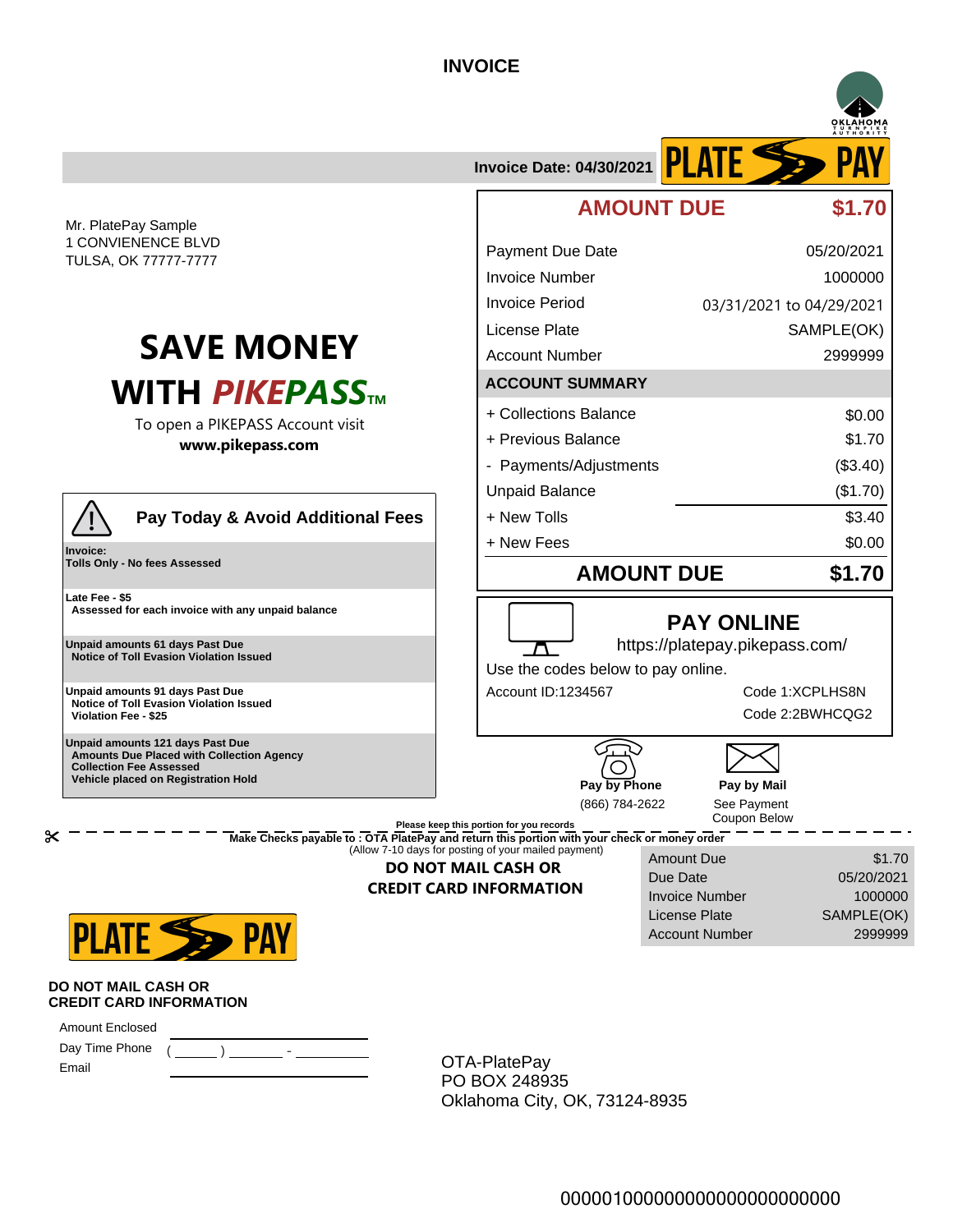# INVOICE

OKLAHOMA TURNPIKE AUTHORITY

**Invoice Date: 04/30/2021** PLATE PAY

Mr. PlatePay Sample
1 CONVIENENCE BLVD
TULSA, OK 77777-7777

| **AMOUNT DUE** | **$1.70** |
|---|---|
| Payment Due Date | 05/20/2021 |
| Invoice Number | 1000000 |
| Invoice Period | 03/31/2021 to 04/29/2021 |
| License Plate | SAMPLE(OK) |
| Account Number | 2999999 |
| **ACCOUNT SUMMARY** | |
| + Collections Balance | $0.00 |
| + Previous Balance | $1.70 |
| - Payments/Adjustments | ($3.40) |
| Unpaid Balance | ($1.70) |
| + New Tolls | $3.40 |
| + New Fees | $0.00 |
| **AMOUNT DUE** | **$1.70** |

## SAVE MONEY WITH *PIKEPASS*™

To open a PIKEPASS Account visit
**www.pikepass.com**

### Pay Today & Avoid Additional Fees

**Invoice:**
**Tolls Only - No fees Assessed**

**Late Fee - $5**
**Assessed for each invoice with any unpaid balance**

**Unpaid amounts 61 days Past Due**
**Notice of Toll Evasion Violation Issued**

**Unpaid amounts 91 days Past Due**
**Notice of Toll Evasion Violation Issued**
**Violation Fee - $25**

**Unpaid amounts 121 days Past Due**
**Amounts Due Placed with Collection Agency**
**Collection Fee Assessed**
**Vehicle placed on Registration Hold**

### PAY ONLINE

https://platepay.pikepass.com/

Use the codes below to pay online.

Account ID:1234567

Code 1:XCPLHS8N
Code 2:2BWHCQG2

**Pay by Phone**
(866) 784-2622

**Pay by Mail**
See Payment Coupon Below

**Please keep this portion for you records**

**Make Checks payable to : OTA PlatePay and return this portion with your check or money order**
(Allow 7-10 days for posting of your mailed payment)

**DO NOT MAIL CASH OR CREDIT CARD INFORMATION**

| Amount Due | $1.70 |
|---|---|
| Due Date | 05/20/2021 |
| Invoice Number | 1000000 |
| License Plate | SAMPLE(OK) |
| Account Number | 2999999 |

PLATE PAY

**DO NOT MAIL CASH OR CREDIT CARD INFORMATION**

Amount Enclosed ____________________

Day Time Phone ( _____ ) _______ - _________

Email ____________________

OTA-PlatePay
PO BOX 248935
Oklahoma City, OK, 73124-8935

000001000000000000000000000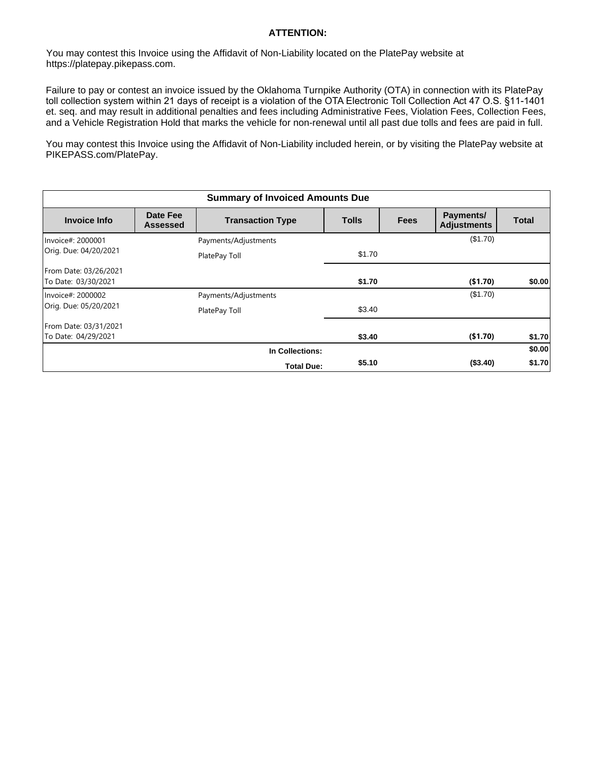**ATTENTION:**

You may contest this Invoice using the Affidavit of Non-Liability located on the PlatePay website at https://platepay.pikepass.com.

Failure to pay or contest an invoice issued by the Oklahoma Turnpike Authority (OTA) in connection with its PlatePay toll collection system within 21 days of receipt is a violation of the OTA Electronic Toll Collection Act 47 O.S. §11-1401 et. seq. and may result in additional penalties and fees including Administrative Fees, Violation Fees, Collection Fees, and a Vehicle Registration Hold that marks the vehicle for non-renewal until all past due tolls and fees are paid in full.

You may contest this Invoice using the Affidavit of Non-Liability included herein, or by visiting the PlatePay website at PIKEPASS.com/PlatePay.

| Summary of Invoiced Amounts Due | | | | | | |
|---|---|---|---|---|---|---|
| **Invoice Info** | **Date Fee Assessed** | **Transaction Type** | **Tolls** | **Fees** | **Payments/ Adjustments** | **Total** |
| Invoice#: 2000001 | | Payments/Adjustments | | | ($1.70) | |
| Orig. Due: 04/20/2021 | | PlatePay Toll | $1.70 | | | |
| From Date: 03/26/2021 To Date: 03/30/2021 | | | **$1.70** | | **($1.70)** | **$0.00** |
| Invoice#: 2000002 | | Payments/Adjustments | | | ($1.70) | |
| Orig. Due: 05/20/2021 | | PlatePay Toll | $3.40 | | | |
| From Date: 03/31/2021 To Date: 04/29/2021 | | | **$3.40** | | **($1.70)** | **$1.70** |
| | | **In Collections:** | | | | **$0.00** |
| | | **Total Due:** | **$5.10** | | **($3.40)** | **$1.70** |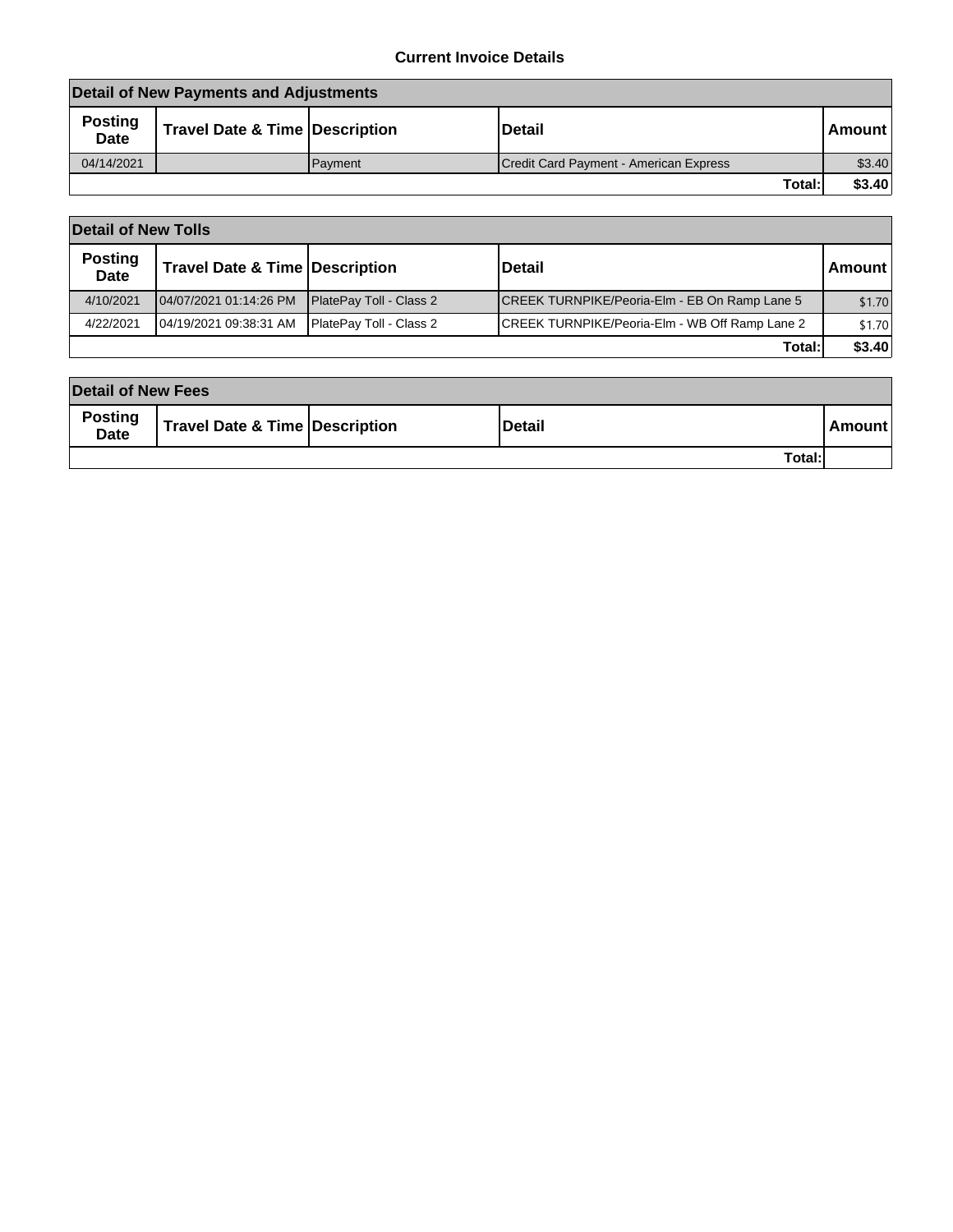## Current Invoice Details

| Detail of New Payments and Adjustments | | | | |
|---|---|---|---|---|
| **Posting Date** | **Travel Date & Time** | **Description** | **Detail** | **Amount** |
| 04/14/2021 | | Payment | Credit Card Payment - American Express | $3.40 |
| | | | **Total:** | **$3.40** |

| Detail of New Tolls | | | | |
|---|---|---|---|---|
| **Posting Date** | **Travel Date & Time** | **Description** | **Detail** | **Amount** |
| 4/10/2021 | 04/07/2021 01:14:26 PM | PlatePay Toll - Class 2 | CREEK TURNPIKE/Peoria-Elm - EB On Ramp Lane 5 | $1.70 |
| 4/22/2021 | 04/19/2021 09:38:31 AM | PlatePay Toll - Class 2 | CREEK TURNPIKE/Peoria-Elm - WB Off Ramp Lane 2 | $1.70 |
| | | | **Total:** | **$3.40** |

| Detail of New Fees | | | | |
|---|---|---|---|---|
| **Posting Date** | **Travel Date & Time** | **Description** | **Detail** | **Amount** |
| | | | **Total:** | |